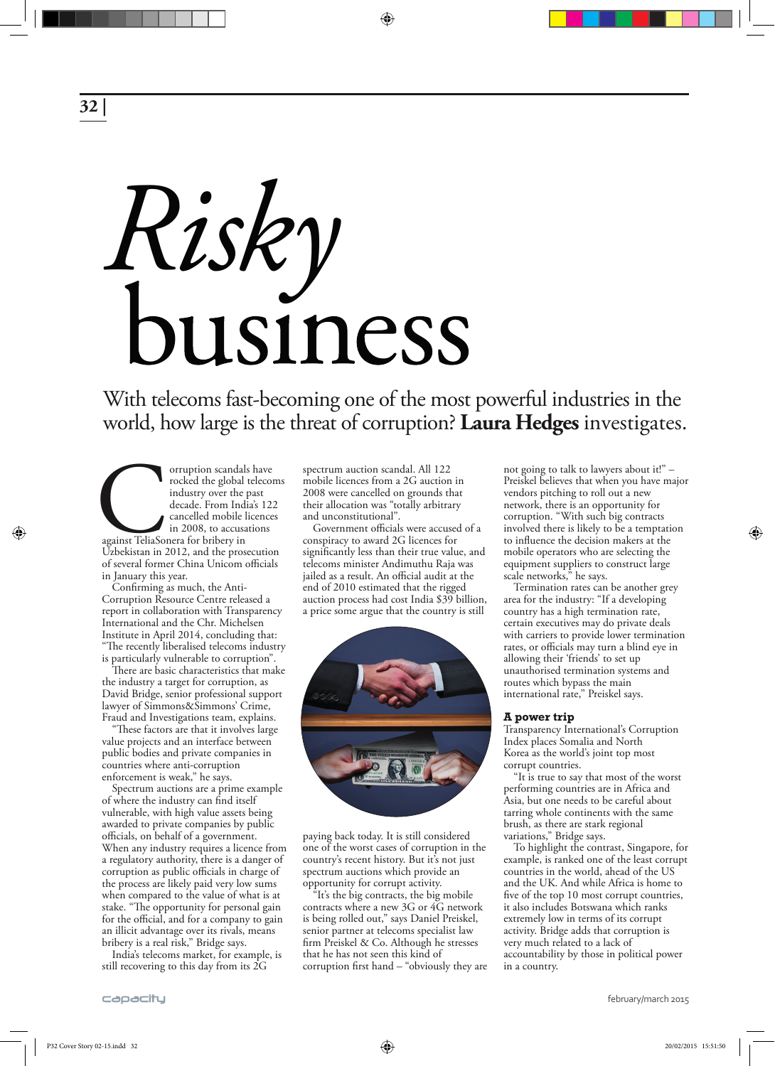# *Risky* business

With telecoms fast-becoming one of the most powerful industries in the world, how large is the threat of corruption? **Laura Hedges** investigates.

Corruption scandals have rocked the global telecoms industry over the past decade. From India's 122 cancelled mobile licences in 2008, to accusations against TeliaSonera for bribery in Uzbekistan in 2012, and the prosecution of several former China Unicom officials in January this year.

Confirming as much, the Anti-Corruption Resource Centre released a report in collaboration with Transparency International and the Chr. Michelsen Institute in April 2014, concluding that: "The recently liberalised telecoms industry is particularly vulnerable to corruption".

There are basic characteristics that make the industry a target for corruption, as David Bridge, senior professional support lawyer of Simmons&Simmons' Crime, Fraud and Investigations team, explains.

"These factors are that it involves large value projects and an interface between public bodies and private companies in countries where anti-corruption enforcement is weak," he says.

Spectrum auctions are a prime example of where the industry can find itself vulnerable, with high value assets being awarded to private companies by public officials, on behalf of a government. When any industry requires a licence from a regulatory authority, there is a danger of corruption as public officials in charge of the process are likely paid very low sums when compared to the value of what is at stake. "The opportunity for personal gain for the official, and for a company to gain an illicit advantage over its rivals, means bribery is a real risk," Bridge says.

India's telecoms market, for example, is still recovering to this day from its 2G spectrum auction scandal. All 122 mobile licences from a 2G auction in 2008 were cancelled on grounds that their allocation was "totally arbitrary and unconstitutional".

Government officials were accused of a conspiracy to award 2G licences for significantly less than their true value, and telecoms minister Andimuthu Raja was jailed as a result. An official audit at the end of 2010 estimated that the rigged auction process had cost India $39 billion, a price some argue that the country is still paying back today. It is still considered one of the worst cases of corruption in the country's recent history. But it's not just spectrum auctions which provide an opportunity for corrupt activity.

"It's the big contracts, the big mobile contracts where a new 3G or 4G network is being rolled out," says Daniel Preiskel, senior partner at telecoms specialist law firm Preiskel & Co. Although he stresses that he has not seen this kind of corruption first hand – "obviously they are not going to talk to lawyers about it!" – Preiskel believes that when you have major vendors pitching to roll out a new network, there is an opportunity for corruption. "With such big contracts involved there is likely to be a temptation to influence the decision makers at the mobile operators who are selecting the equipment suppliers to construct large scale networks," he says.

Termination rates can be another grey area for the industry: "If a developing country has a high termination rate, certain executives may do private deals with carriers to provide lower termination rates, or officials may turn a blind eye in allowing their 'friends' to set up unauthorised termination systems and routes which bypass the main international rate," Preiskel says.

## A power trip

Transparency International's Corruption Index places Somalia and North Korea as the world's joint top most corrupt countries.

"It is true to say that most of the worst performing countries are in Africa and Asia, but one needs to be careful about tarring whole continents with the same brush, as there are stark regional variations," Bridge says.

To highlight the contrast, Singapore, for example, is ranked one of the least corrupt countries in the world, ahead of the US and the UK. And while Africa is home to five of the top 10 most corrupt countries, it also includes Botswana which ranks extremely low in terms of its corrupt activity. Bridge adds that corruption is very much related to a lack of accountability by those in political power in a country.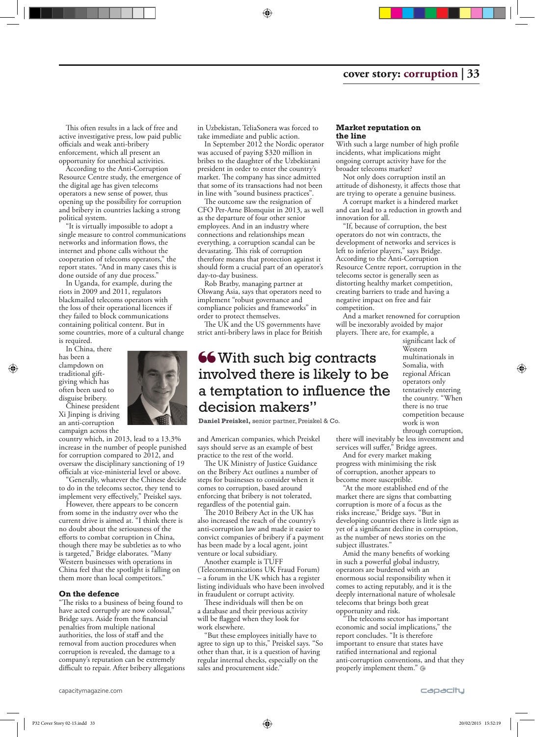This often results in a lack of free and active investigative press, low paid public officials and weak anti-bribery enforcement, which all present an opportunity for unethical activities.

According to the Anti-Corruption Resource Centre study, the emergence of the digital age has given telecoms operators a new sense of power, thus opening up the possibility for corruption and bribery in countries lacking a strong political system.

"It is virtually impossible to adopt a single measure to control communications networks and information flows, the internet and phone calls without the cooperation of telecoms operators," the report states. "And in many cases this is done outside of any due process."

In Uganda, for example, during the riots in 2009 and 2011, regulators blackmailed telecoms operators with the loss of their operational licences if they failed to block communications containing political content. But in some countries, more of a cultural change is required.

In China, there has been a clampdown on traditional gift-giving which has often been used to disguise bribery. Chinese president Xi Jinping is driving an anti-corruption campaign across the country which, in 2013, lead to a 13.3% increase in the number of people punished for corruption compared to 2012, and oversaw the disciplinary sanctioning of 19 officials at vice-ministerial level or above.

"Generally, whatever the Chinese decide to do in the telecoms sector, they tend to implement very effectively," Preiskel says.

However, there appears to be concern from some in the industry over who the current drive is aimed at. "I think there is no doubt about the seriousness of the efforts to combat corruption in China, though there may be subtleties as to who is targeted," Bridge elaborates. "Many Western businesses with operations in China feel that the spotlight is falling on them more than local competitors."

## On the defence

"The risks to a business of being found to have acted corruptly are now colossal," Bridge says. Aside from the financial penalties from multiple national authorities, the loss of staff and the removal from auction procedures when corruption is revealed, the damage to a company's reputation can be extremely difficult to repair. After bribery allegations in Uzbekistan, TeliaSonera was forced to take immediate and public action.

In September 2012 the Nordic operator was accused of paying $320 million in bribes to the daughter of the Uzbekistani president in order to enter the country's market. The company has since admitted that some of its transactions had not been in line with "sound business practices".

The outcome saw the resignation of CFO Per-Arne Blomquist in 2013, as well as the departure of four other senior employees. And in an industry where connections and relationships mean everything, a corruption scandal can be devastating. This risk of corruption therefore means that protection against it should form a crucial part of an operator's day-to-day business.

Rob Bratby, managing partner at Olswang Asia, says that operators need to implement "robust governance and compliance policies and frameworks" in order to protect themselves.

The UK and the US governments have strict anti-bribery laws in place for British and American companies, which Preiskel says should serve as an example of best practice to the rest of the world.

> "With such big contracts involved there is likely to be a temptation to influence the decision makers"
>
> **Daniel Preiskel,** senior partner, Preiskel & Co.

The UK Ministry of Justice Guidance on the Bribery Act outlines a number of steps for businesses to consider when it comes to corruption, based around enforcing that bribery is not tolerated, regardless of the potential gain.

The 2010 Bribery Act in the UK has also increased the reach of the country's anti-corruption law and made it easier to convict companies of bribery if a payment has been made by a local agent, joint venture or local subsidiary.

Another example is TUFF (Telecommunications UK Fraud Forum) – a forum in the UK which has a register listing individuals who have been involved in fraudulent or corrupt activity.

These individuals will then be on a database and their previous activity will be flagged when they look for work elsewhere.

"But these employees initially have to agree to sign up to this," Preiskel says. "So other than that, it is a question of having regular internal checks, especially on the sales and procurement side."

## Market reputation on the line

With such a large number of high profile incidents, what implications might ongoing corrupt activity have for the broader telecoms market?

Not only does corruption instil an attitude of dishonesty, it affects those that are trying to operate a genuine business.

A corrupt market is a hindered market and can lead to a reduction in growth and innovation for all.

"If, because of corruption, the best operators do not win contracts, the development of networks and services is left to inferior players," says Bridge. According to the Anti-Corruption Resource Centre report, corruption in the telecoms sector is generally seen as distorting healthy market competition, creating barriers to trade and having a negative impact on free and fair competition.

And a market renowned for corruption will be inexorably avoided by major players. There are, for example, a significant lack of Western multinationals in Somalia, with regional African operators only tentatively entering the country. "When there is no true competition because work is won through corruption, there will inevitably be less investment and services will suffer," Bridge agrees.

And for every market making progress with minimising the risk of corruption, another appears to become more susceptible.

"At the more established end of the market there are signs that combatting corruption is more of a focus as the risks increase," Bridge says. "But in developing countries there is little sign as yet of a significant decline in corruption, as the number of news stories on the subject illustrates."

Amid the many benefits of working in such a powerful global industry, operators are burdened with an enormous social responsibility when it comes to acting reputably, and it is the deeply international nature of wholesale telecoms that brings both great opportunity and risk.

"The telecoms sector has important economic and social implications," the report concludes. "It is therefore important to ensure that states have ratified international and regional anti-corruption conventions, and that they properly implement them."